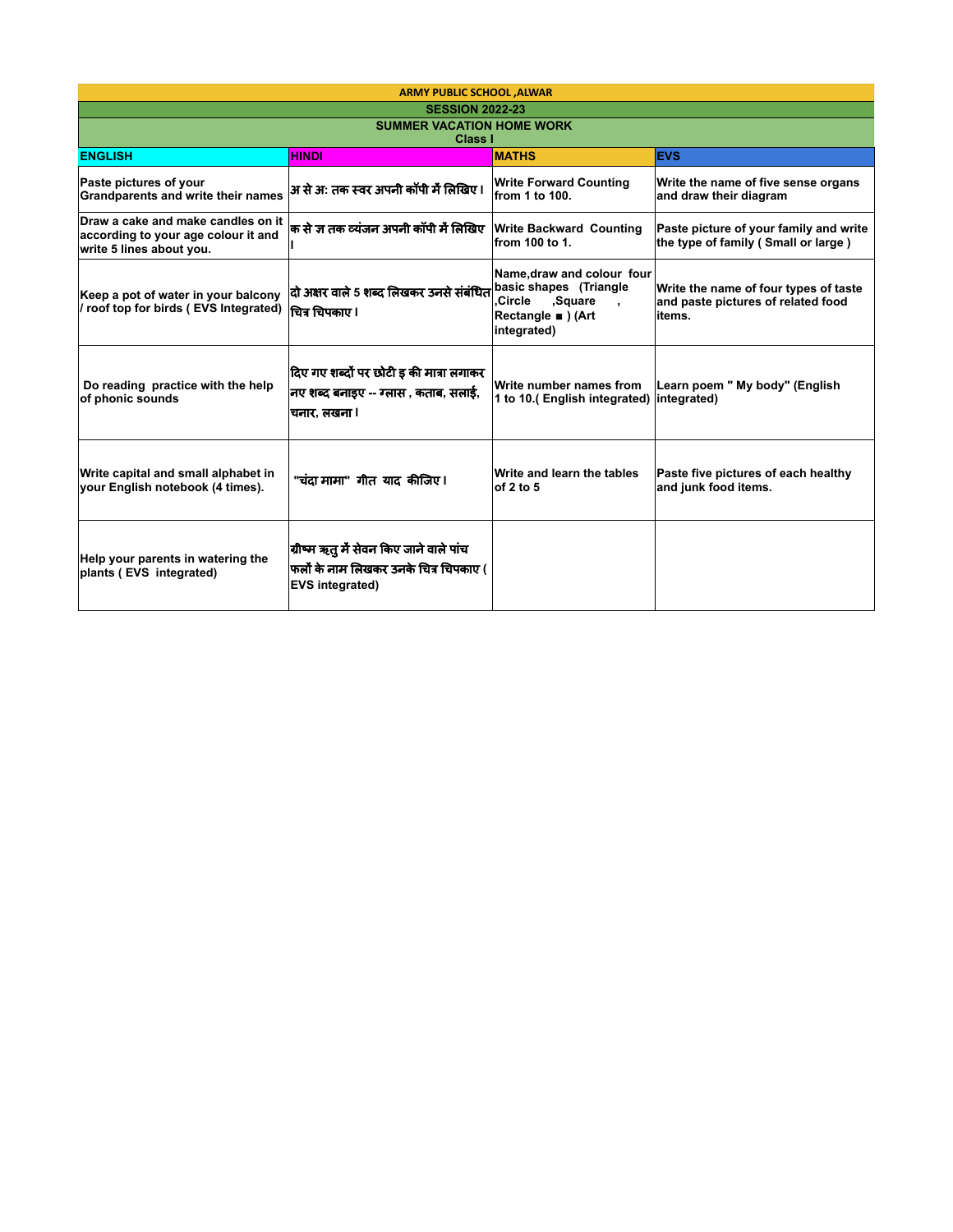| ARMY PUBLIC SCHOOL ,ALWAR | | | |
|---|---|---|---|
| SESSION 2022-23 | | | |
| SUMMER VACATION HOME WORK Class I | | | |
| **ENGLISH** | **HINDI** | **MATHS** | **EVS** |
| Paste pictures of your Grandparents and write their names | अ से अ: तक स्वर अपनी कॉपी में लिखिए। | Write Forward Counting from 1 to 100. | Write the name of five sense organs and draw their diagram |
| Draw a cake and make candles on it according to your age colour it and write 5 lines about you. | क से ज्ञ तक व्यंजन अपनी कॉपी में लिखिए। | Write Backward Counting from 100 to 1. | Paste picture of your family and write the type of family ( Small or large ) |
| Keep a pot of water in your balcony / roof top for birds ( EVS Integrated) | दो अक्षर वाले 5 शब्द लिखकर उनसे संबंधित चित्र चिपकाए। | Name,draw and colour four basic shapes (Triangle ,Circle ,Square , Rectangle ■ ) (Art integrated) | Write the name of four types of taste and paste pictures of related food items. |
| Do reading practice with the help of phonic sounds | दिए गए शब्दों पर छोटी इ की मात्रा लगाकर नए शब्द बनाइए -- ग्लास , कताब, सलाई, चनार, लखना। | Write number names from 1 to 10.( English integrated) | Learn poem " My body" (English integrated) |
| Write capital and small alphabet in your English notebook (4 times). | "चंदा मामा" गीत याद कीजिए। | Write and learn the tables of 2 to 5 | Paste five pictures of each healthy and junk food items. |
| Help your parents in watering the plants ( EVS integrated) | ग्रीष्म ऋतु में सेवन किए जाने वाले पांच फलों के नाम लिखकर उनके चित्र चिपकाए ( EVS integrated) | | |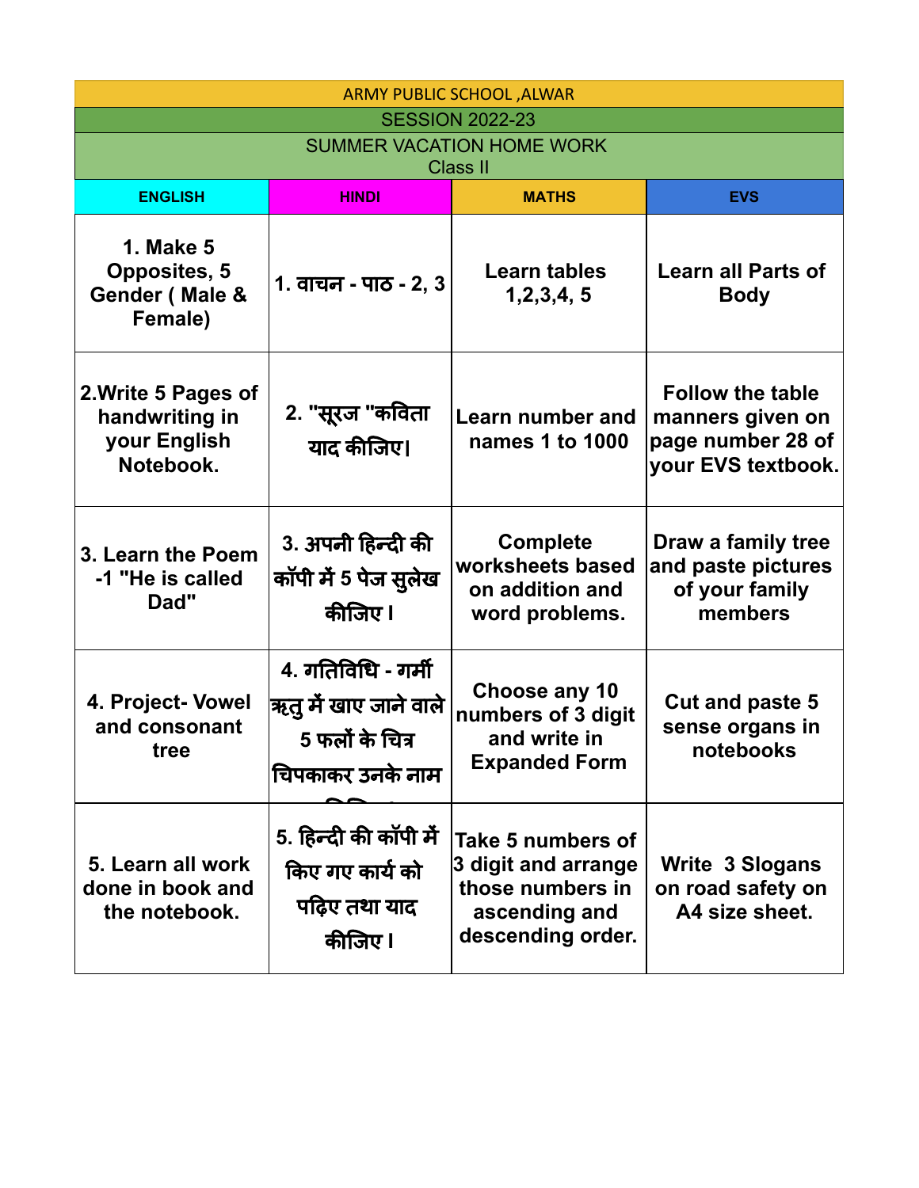| ARMY PUBLIC SCHOOL ,ALWAR | | | |
|---|---|---|---|
| SESSION 2022-23 | | | |
| SUMMER VACATION HOME WORK<br>Class II | | | |
| **ENGLISH** | **HINDI** | **MATHS** | **EVS** |
| **1. Make 5 Opposites, 5 Gender ( Male & Female)** | **1. वाचन - पाठ - 2, 3** | **Learn tables 1,2,3,4, 5** | **Learn all Parts of Body** |
| **2.Write 5 Pages of handwriting in your English Notebook.** | **2. "सूरज "कविता याद कीजिए।** | **Learn number and names 1 to 1000** | **Follow the table manners given on page number 28 of your EVS textbook.** |
| **3. Learn the Poem -1 "He is called Dad"** | **3. अपनी हिन्दी की कॉपी में 5 पेज सुलेख कीजिए I** | **Complete worksheets based on addition and word problems.** | **Draw a family tree and paste pictures of your family members** |
| **4. Project- Vowel and consonant tree** | **4. गतिविधि - गर्मी ऋतु में खाए जाने वाले 5 फलों के चित्र चिपकाकर उनके नाम लिखिए** | **Choose any 10 numbers of 3 digit and write in Expanded Form** | **Cut and paste 5 sense organs in notebooks** |
| **5. Learn all work done in book and the notebook.** | **5. हिन्दी की कॉपी में किए गए कार्य को पढ़िए तथा याद कीजिए I** | **Take 5 numbers of 3 digit and arrange those numbers in ascending and descending order.** | **Write 3 Slogans on road safety on A4 size sheet.** |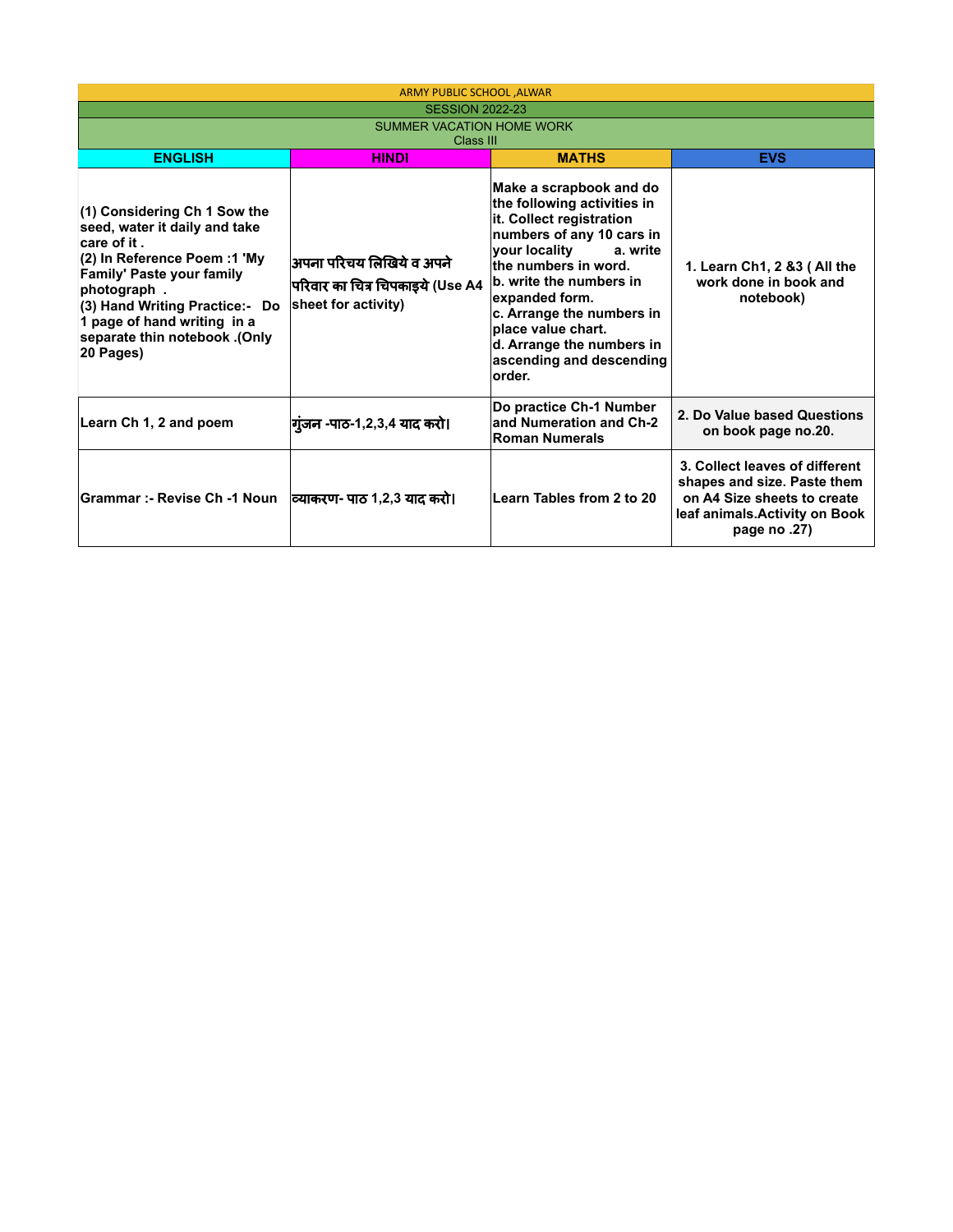ARMY PUBLIC SCHOOL ,ALWAR

SESSION 2022-23

SUMMER VACATION HOME WORK

Class III

| ENGLISH | HINDI | MATHS | EVS |
|---|---|---|---|
| **(1) Considering Ch 1 Sow the seed, water it daily and take care of it .**<br>**(2) In Reference Poem :1 'My Family' Paste your family photograph .**<br>**(3) Hand Writing Practice:- Do 1 page of hand writing in a separate thin notebook .(Only 20 Pages)** | **अपना परिचय लिखिये व अपने परिवार का चित्र चिपकाइये (Use A4 sheet for activity)** | **Make a scrapbook and do the following activities in it. Collect registration numbers of any 10 cars in your locality a. write the numbers in word.**<br>**b. write the numbers in expanded form.**<br>**c. Arrange the numbers in place value chart.**<br>**d. Arrange the numbers in ascending and descending order.** | **1. Learn Ch1, 2 &3 ( All the work done in book and notebook)** |
| **Learn Ch 1, 2 and poem** | **गुंजन -पाठ-1,2,3,4 याद करो।** | **Do practice Ch-1 Number and Numeration and Ch-2 Roman Numerals** | **2. Do Value based Questions on book page no.20.** |
| **Grammar :- Revise Ch -1 Noun** | **व्याकरण- पाठ 1,2,3 याद करो।** | **Learn Tables from 2 to 20** | **3. Collect leaves of different shapes and size. Paste them on A4 Size sheets to create leaf animals.Activity on Book page no .27)** |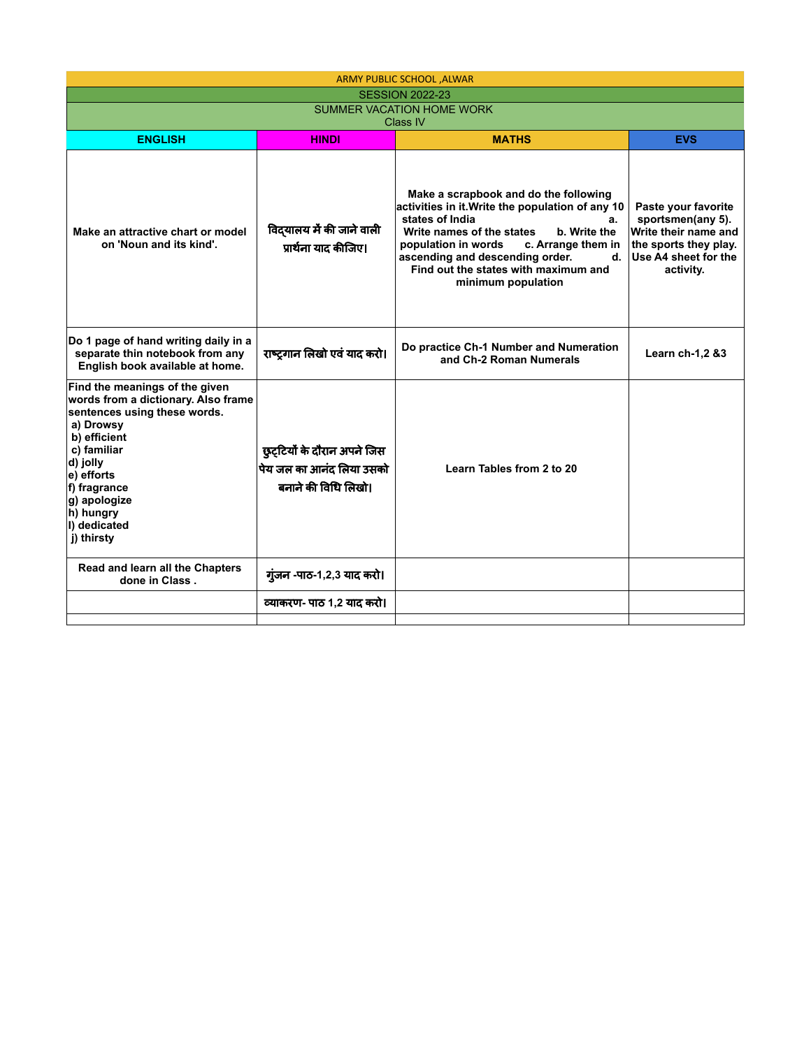ARMY PUBLIC SCHOOL ,ALWAR

SESSION 2022-23

SUMMER VACATION HOME WORK

Class IV

| ENGLISH | HINDI | MATHS | EVS |
|---|---|---|---|
| Make an attractive chart or model on 'Noun and its kind'. | विद्यालय में की जाने वाली प्रार्थना याद कीजिए। | Make a scrapbook and do the following activities in it.Write the population of any 10 states of India a. Write names of the states b. Write the population in words c. Arrange them in ascending and descending order. d. Find out the states with maximum and minimum population | Paste your favorite sportsmen(any 5). Write their name and the sports they play. Use A4 sheet for the activity. |
| Do 1 page of hand writing daily in a separate thin notebook from any English book available at home. | राष्ट्रगान लिखो एवं याद करो। | Do practice Ch-1 Number and Numeration and Ch-2 Roman Numerals | Learn ch-1,2 &3 |
| Find the meanings of the given words from a dictionary. Also frame sentences using these words.<br>a) Drowsy<br>b) efficient<br>c) familiar<br>d) jolly<br>e) efforts<br>f) fragrance<br>g) apologize<br>h) hungry<br>I) dedicated<br>j) thirsty | छुट्टियों के दौरान अपने जिस पेय जल का आनंद लिया उसको बनाने की विधि लिखो। | Learn Tables from 2 to 20 | |
| Read and learn all the Chapters done in Class . | गुंजन -पाठ-1,2,3 याद करो। | | |
| | व्याकरण- पाठ 1,2 याद करो। | | |
| | | | |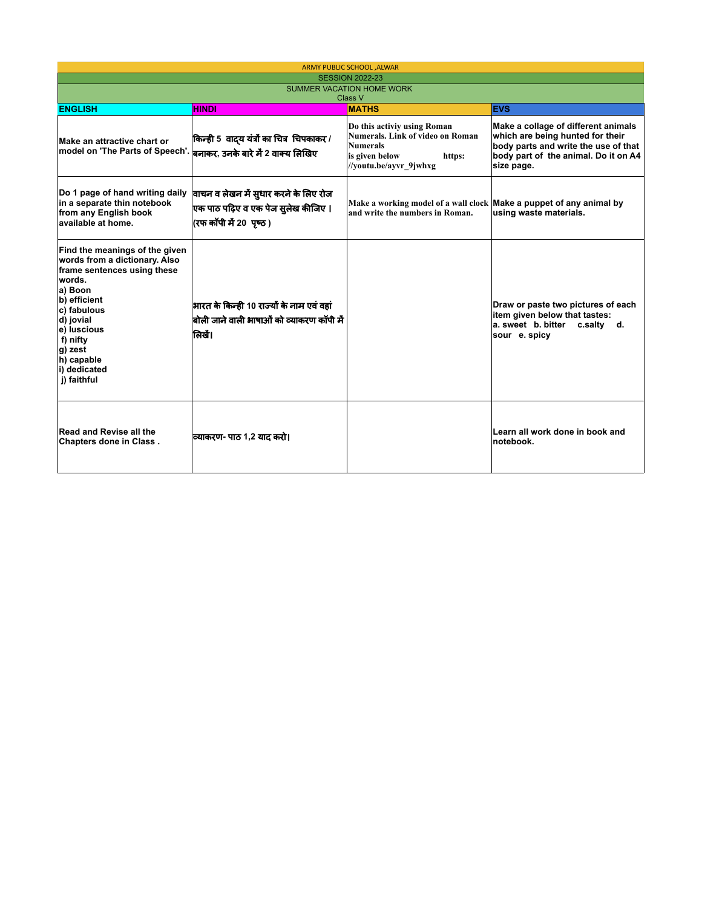ARMY PUBLIC SCHOOL ,ALWAR

SESSION 2022-23

SUMMER VACATION HOME WORK

Class V

| ENGLISH | HINDI | MATHS | EVS |
|---|---|---|---|
| Make an attractive chart or model on 'The Parts of Speech'. | किन्ही 5 वाद्य यंत्रों का चित्र चिपकाकर / बनाकर, उनके बारे में 2 वाक्य लिखिए | Do this activiy using Roman Numerals. Link of video on Roman Numerals is given below https://youtu.be/ayvr_9jwhxg | Make a collage of different animals which are being hunted for their body parts and write the use of that body part of the animal. Do it on A4 size page. |
| Do 1 page of hand writing daily in a separate thin notebook from any English book available at home. | वाचन व लेखन में सुधार करने के लिए रोज एक पाठ पढ़िए व एक पेज सुलेख कीजिए । (रफ कॉपी में 20 पृष्ठ ) | Make a working model of a wall clock and write the numbers in Roman. | Make a puppet of any animal by using waste materials. |
| Find the meanings of the given words from a dictionary. Also frame sentences using these words.<br>a) Boon<br>b) efficient<br>c) fabulous<br>d) jovial<br>e) luscious<br>f) nifty<br>g) zest<br>h) capable<br>i) dedicated<br>j) faithful | भारत के किन्ही 10 राज्यों के नाम एवं वहां बोली जाने वाली भाषाओं को व्याकरण कॉपी में लिखें। | | Draw or paste two pictures of each item given below that tastes:<br>a. sweet b. bitter c.salty d. sour e. spicy |
| Read and Revise all the Chapters done in Class . | व्याकरण- पाठ 1,2 याद करो। | | Learn all work done in book and notebook. |